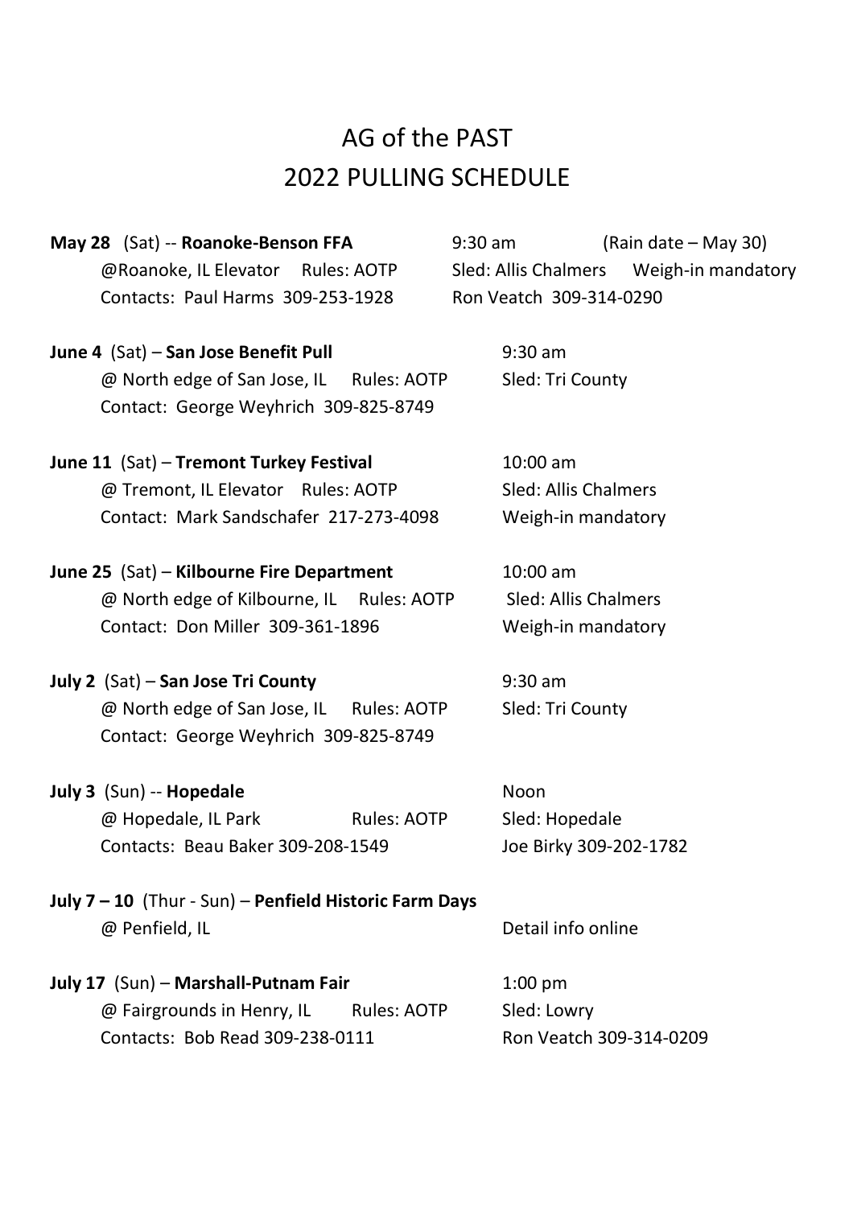# AG of the PAST
# 2022 PULLING SCHEDULE

**May 28** (Sat) -- **Roanoke-Benson FFA** 9:30 am (Rain date – May 30)
@Roanoke, IL Elevator Rules: AOTP Sled: Allis Chalmers Weigh-in mandatory
Contacts: Paul Harms 309-253-1928 Ron Veatch 309-314-0290

**June 4** (Sat) – **San Jose Benefit Pull** 9:30 am
@ North edge of San Jose, IL Rules: AOTP Sled: Tri County
Contact: George Weyhrich 309-825-8749

**June 11** (Sat) – **Tremont Turkey Festival** 10:00 am
@ Tremont, IL Elevator Rules: AOTP Sled: Allis Chalmers
Contact: Mark Sandschafer 217-273-4098 Weigh-in mandatory

**June 25** (Sat) – **Kilbourne Fire Department** 10:00 am
@ North edge of Kilbourne, IL Rules: AOTP Sled: Allis Chalmers
Contact: Don Miller 309-361-1896 Weigh-in mandatory

**July 2** (Sat) – **San Jose Tri County** 9:30 am
@ North edge of San Jose, IL Rules: AOTP Sled: Tri County
Contact: George Weyhrich 309-825-8749

**July 3** (Sun) -- **Hopedale** Noon
@ Hopedale, IL Park Rules: AOTP Sled: Hopedale
Contacts: Beau Baker 309-208-1549 Joe Birky 309-202-1782

**July 7 – 10** (Thur - Sun) – **Penfield Historic Farm Days**
@ Penfield, IL Detail info online

**July 17** (Sun) – **Marshall-Putnam Fair** 1:00 pm
@ Fairgrounds in Henry, IL Rules: AOTP Sled: Lowry
Contacts: Bob Read 309-238-0111 Ron Veatch 309-314-0209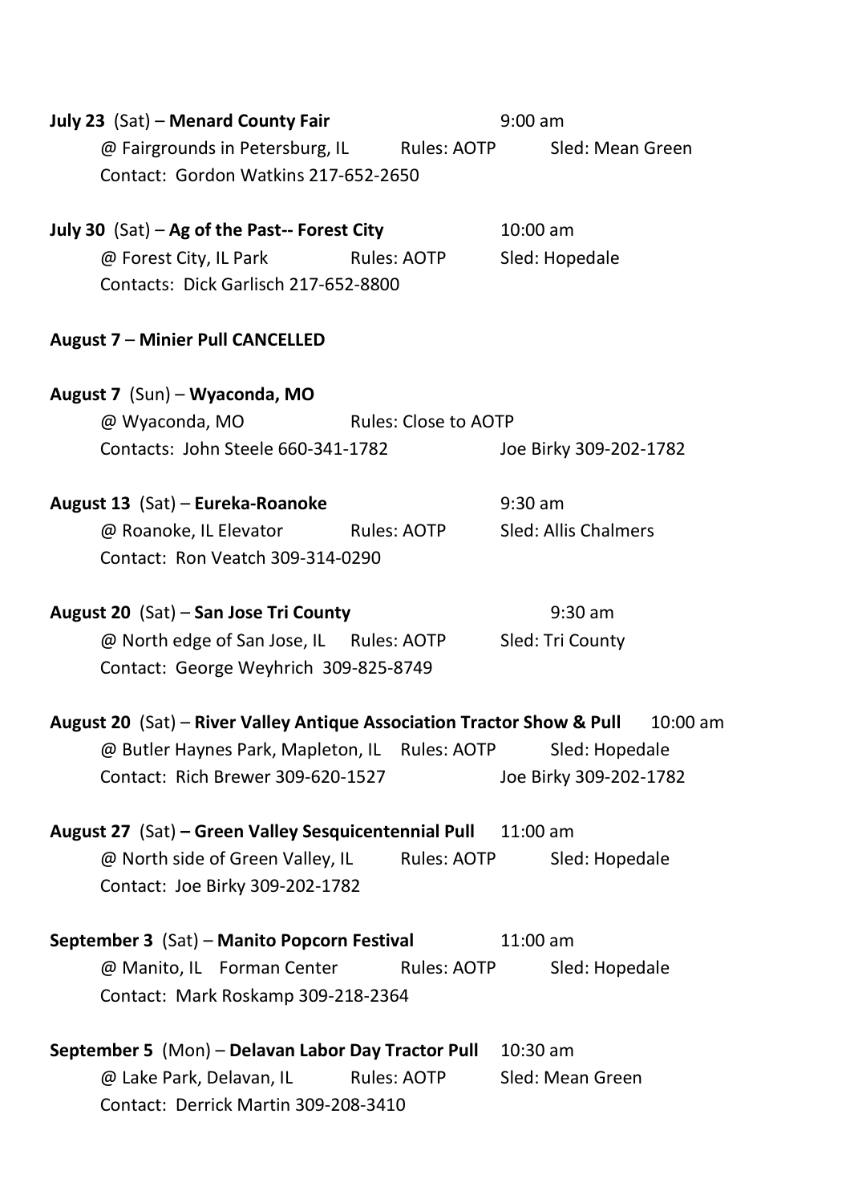**July 23** (Sat) – **Menard County Fair** 9:00 am
@ Fairgrounds in Petersburg, IL Rules: AOTP Sled: Mean Green
Contact: Gordon Watkins 217-652-2650

**July 30** (Sat) – **Ag of the Past-- Forest City** 10:00 am
@ Forest City, IL Park Rules: AOTP Sled: Hopedale
Contacts: Dick Garlisch 217-652-8800

**August 7** – **Minier Pull CANCELLED**

**August 7** (Sun) – **Wyaconda, MO**
@ Wyaconda, MO Rules: Close to AOTP
Contacts: John Steele 660-341-1782 Joe Birky 309-202-1782

**August 13** (Sat) – **Eureka-Roanoke** 9:30 am
@ Roanoke, IL Elevator Rules: AOTP Sled: Allis Chalmers
Contact: Ron Veatch 309-314-0290

**August 20** (Sat) – **San Jose Tri County** 9:30 am
@ North edge of San Jose, IL Rules: AOTP Sled: Tri County
Contact: George Weyhrich 309-825-8749

**August 20** (Sat) – **River Valley Antique Association Tractor Show & Pull** 10:00 am
@ Butler Haynes Park, Mapleton, IL Rules: AOTP Sled: Hopedale
Contact: Rich Brewer 309-620-1527 Joe Birky 309-202-1782

**August 27** (Sat) **– Green Valley Sesquicentennial Pull** 11:00 am
@ North side of Green Valley, IL Rules: AOTP Sled: Hopedale
Contact: Joe Birky 309-202-1782

**September 3** (Sat) – **Manito Popcorn Festival** 11:00 am
@ Manito, IL Forman Center Rules: AOTP Sled: Hopedale
Contact: Mark Roskamp 309-218-2364

**September 5** (Mon) – **Delavan Labor Day Tractor Pull** 10:30 am
@ Lake Park, Delavan, IL Rules: AOTP Sled: Mean Green
Contact: Derrick Martin 309-208-3410